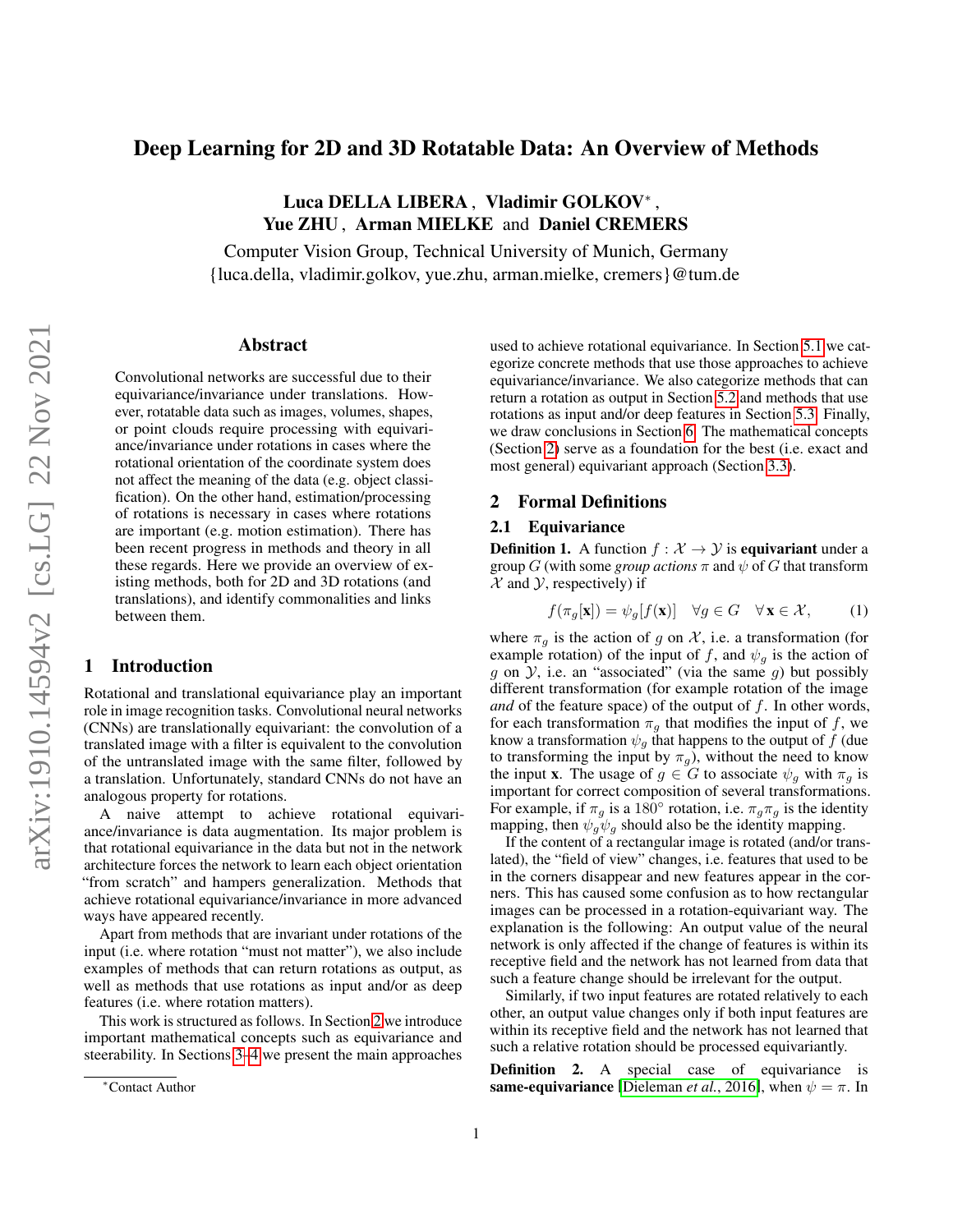# Deep Learning for 2D and 3D Rotatable Data: An Overview of Methods

**Luca DELLA LIBERA**, **Vladimir GOLKOV**[*], **Yue ZHU**, **Arman MIELKE** and **Daniel CREMERS**

Computer Vision Group, Technical University of Munich, Germany
{luca.della, vladimir.golkov, yue.zhu, arman.mielke, cremers}@tum.de

## Abstract

Convolutional networks are successful due to their equivariance/invariance under translations. However, rotatable data such as images, volumes, shapes, or point clouds require processing with equivariance/invariance under rotations in cases where the rotational orientation of the coordinate system does not affect the meaning of the data (e.g. object classification). On the other hand, estimation/processing of rotations is necessary in cases where rotations are important (e.g. motion estimation). There has been recent progress in methods and theory in all these regards. Here we provide an overview of existing methods, both for 2D and 3D rotations (and translations), and identify commonalities and links between them.

## 1 Introduction

Rotational and translational equivariance play an important role in image recognition tasks. Convolutional neural networks (CNNs) are translationally equivariant: the convolution of a translated image with a filter is equivalent to the convolution of the untranslated image with the same filter, followed by a translation. Unfortunately, standard CNNs do not have an analogous property for rotations.

A naive attempt to achieve rotational equivariance/invariance is data augmentation. Its major problem is that rotational equivariance in the data but not in the network architecture forces the network to learn each object orientation "from scratch" and hampers generalization. Methods that achieve rotational equivariance/invariance in more advanced ways have appeared recently.

Apart from methods that are invariant under rotations of the input (i.e. where rotation "must not matter"), we also include examples of methods that can return rotations as output, as well as methods that use rotations as input and/or as deep features (i.e. where rotation matters).

This work is structured as follows. In Section 2 we introduce important mathematical concepts such as equivariance and steerability. In Sections 3–4 we present the main approaches used to achieve rotational equivariance. In Section 5.1 we categorize concrete methods that use those approaches to achieve equivariance/invariance. We also categorize methods that can return a rotation as output in Section 5.2 and methods that use rotations as input and/or deep features in Section 5.3. Finally, we draw conclusions in Section 6. The mathematical concepts (Section 2) serve as a foundation for the best (i.e. exact and most general) equivariant approach (Section 3.3).

## 2 Formal Definitions

### 2.1 Equivariance

**Definition 1.** A function $f : \mathcal{X} \rightarrow \mathcal{Y}$ is **equivariant** under a group $G$ (with some *group actions* $\pi$ and $\psi$ of $G$ that transform $\mathcal{X}$ and $\mathcal{Y}$, respectively) if

$$f(\pi_g[\mathbf{x}]) = \psi_g[f(\mathbf{x})] \quad \forall g \in G \quad \forall \mathbf{x} \in \mathcal{X}, \tag{1}$$

where $\pi_g$ is the action of $g$ on $\mathcal{X}$, i.e. a transformation (for example rotation) of the input of $f$, and $\psi_g$ is the action of $g$ on $\mathcal{Y}$, i.e. an "associated" (via the same $g$) but possibly different transformation (for example rotation of the image *and* of the feature space) of the output of $f$. In other words, for each transformation $\pi_g$ that modifies the input of $f$, we know a transformation $\psi_g$ that happens to the output of $f$ (due to transforming the input by $\pi_g$), without the need to know the input $\mathbf{x}$. The usage of $g \in G$ to associate $\psi_g$ with $\pi_g$ is important for correct composition of several transformations. For example, if $\pi_g$ is a 180° rotation, i.e. $\pi_g \pi_g$ is the identity mapping, then $\psi_g \psi_g$ should also be the identity mapping.

If the content of a rectangular image is rotated (and/or translated), the "field of view" changes, i.e. features that used to be in the corners disappear and new features appear in the corners. This has caused some confusion as to how rectangular images can be processed in a rotation-equivariant way. The explanation is the following: An output value of the neural network is only affected if the change of features is within its receptive field and the network has not learned from data that such a feature change should be irrelevant for the output.

Similarly, if two input features are rotated relatively to each other, an output value changes only if both input features are within its receptive field and the network has not learned that such a relative rotation should be processed equivariantly.

**Definition 2.** A special case of equivariance is **same-equivariance** [Dieleman *et al.*, 2016], when $\psi = \pi$. In

[*]Contact Author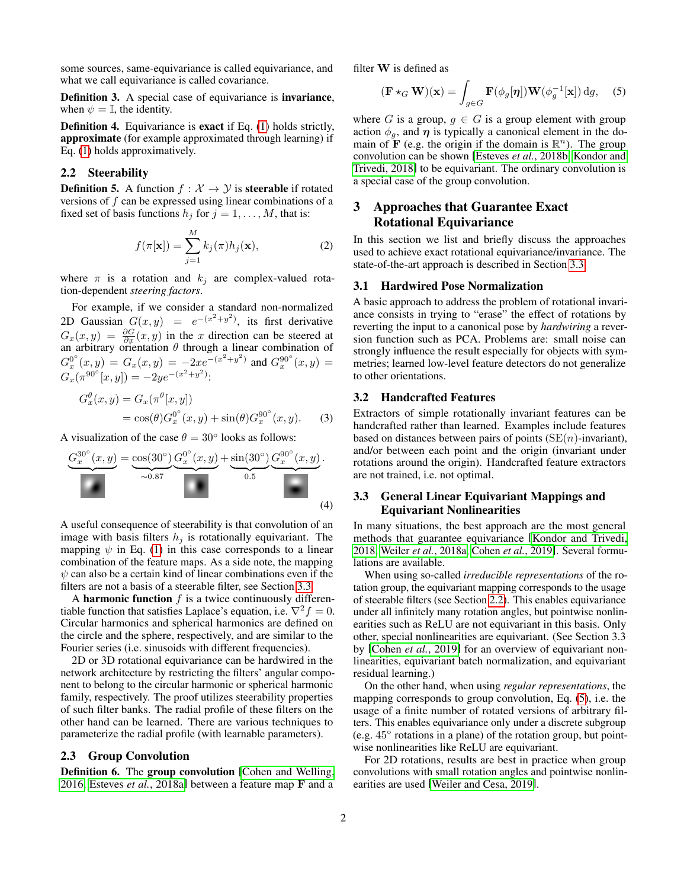some sources, same-equivariance is called equivariance, and what we call equivariance is called covariance.

**Definition 3.** A special case of equivariance is **invariance**, when $\psi = \mathbb{I}$, the identity.

**Definition 4.** Equivariance is **exact** if Eq. (1) holds strictly, **approximate** (for example approximated through learning) if Eq. (1) holds approximately.

## 2.2 Steerability

**Definition 5.** A function $f : \mathcal{X} \to \mathcal{Y}$ is **steerable** if rotated versions of $f$ can be expressed using linear combinations of a fixed set of basis functions $h_j$ for $j = 1, \ldots, M$, that is:

$$f(\pi[\mathbf{x}]) = \sum_{j=1}^{M} k_j(\pi) h_j(\mathbf{x}), \tag{2}$$

where $\pi$ is a rotation and $k_j$ are complex-valued rotation-dependent *steering factors*.

For example, if we consider a standard non-normalized 2D Gaussian $G(x, y) = e^{-(x^2+y^2)}$, its first derivative $G_x(x, y) = \frac{\partial G}{\partial x}(x, y)$ in the $x$ direction can be steered at an arbitrary orientation $\theta$ through a linear combination of $G_x^{0^\circ}(x, y) = G_x(x, y) = -2xe^{-(x^2+y^2)}$ and $G_x^{90^\circ}(x, y) = G_x(\pi^{90^\circ}[x, y]) = -2ye^{-(x^2+y^2)}$:

$$\begin{aligned} G_x^{\theta}(x, y) &= G_x(\pi^{\theta}[x, y]) \\ &= \cos(\theta) G_x^{0^\circ}(x, y) + \sin(\theta) G_x^{90^\circ}(x, y). \end{aligned} \tag{3}$$

A visualization of the case $\theta = 30^\circ$ looks as follows:

$$\underbrace{G_x^{30^\circ}(x, y)} = \underbrace{\cos(30^\circ)}_{\sim 0.87} \underbrace{G_x^{0^\circ}(x, y)} + \underbrace{\sin(30^\circ)}_{0.5} \underbrace{G_x^{90^\circ}(x, y)}. \tag{4}$$

A useful consequence of steerability is that convolution of an image with basis filters $h_j$ is rotationally equivariant. The mapping $\psi$ in Eq. (1) in this case corresponds to a linear combination of the feature maps. As a side note, the mapping $\psi$ can also be a certain kind of linear combinations even if the filters are not a basis of a steerable filter, see Section 3.3.

A **harmonic function** $f$ is a twice continuously differentiable function that satisfies Laplace's equation, i.e. $\nabla^2 f = 0$. Circular harmonics and spherical harmonics are defined on the circle and the sphere, respectively, and are similar to the Fourier series (i.e. sinusoids with different frequencies).

2D or 3D rotational equivariance can be hardwired in the network architecture by restricting the filters' angular component to belong to the circular harmonic or spherical harmonic family, respectively. The proof utilizes steerability properties of such filter banks. The radial profile of these filters on the other hand can be learned. There are various techniques to parameterize the radial profile (with learnable parameters).

## 2.3 Group Convolution

**Definition 6.** The **group convolution** [Cohen and Welling, 2016; Esteves *et al.*, 2018a] between a feature map $\mathbf{F}$ and a filter $\mathbf{W}$ is defined as

$$(\mathbf{F} \star_G \mathbf{W})(\mathbf{x}) = \int_{g \in G} \mathbf{F}(\phi_g[\boldsymbol{\eta}]) \mathbf{W}(\phi_g^{-1}[\mathbf{x}]) \, \mathrm{d}g, \tag{5}$$

where $G$ is a group, $g \in G$ is a group element with group action $\phi_g$, and $\boldsymbol{\eta}$ is typically a canonical element in the domain of $\mathbf{F}$ (e.g. the origin if the domain is $\mathbb{R}^n$). The group convolution can be shown [Esteves *et al.*, 2018b; Kondor and Trivedi, 2018] to be equivariant. The ordinary convolution is a special case of the group convolution.

# 3 Approaches that Guarantee Exact Rotational Equivariance

In this section we list and briefly discuss the approaches used to achieve exact rotational equivariance/invariance. The state-of-the-art approach is described in Section 3.3.

## 3.1 Hardwired Pose Normalization

A basic approach to address the problem of rotational invariance consists in trying to "erase" the effect of rotations by reverting the input to a canonical pose by *hardwiring* a reversion function such as PCA. Problems are: small noise can strongly influence the result especially for objects with symmetries; learned low-level feature detectors do not generalize to other orientations.

## 3.2 Handcrafted Features

Extractors of simple rotationally invariant features can be handcrafted rather than learned. Examples include features based on distances between pairs of points (SE($n$)-invariant), and/or between each point and the origin (invariant under rotations around the origin). Handcrafted feature extractors are not trained, i.e. not optimal.

## 3.3 General Linear Equivariant Mappings and Equivariant Nonlinearities

In many situations, the best approach are the most general methods that guarantee equivariance [Kondor and Trivedi, 2018; Weiler *et al.*, 2018a; Cohen *et al.*, 2019]. Several formulations are available.

When using so-called *irreducible representations* of the rotation group, the equivariant mapping corresponds to the usage of steerable filters (see Section 2.2). This enables equivariance under all infinitely many rotation angles, but pointwise nonlinearities such as ReLU are not equivariant in this basis. Only other, special nonlinearities are equivariant. (See Section 3.3 by [Cohen *et al.*, 2019] for an overview of equivariant nonlinearities, equivariant batch normalization, and equivariant residual learning.)

On the other hand, when using *regular representations*, the mapping corresponds to group convolution, Eq. (5), i.e. the usage of a finite number of rotated versions of arbitrary filters. This enables equivariance only under a discrete subgroup (e.g. 45° rotations in a plane) of the rotation group, but pointwise nonlinearities like ReLU are equivariant.

For 2D rotations, results are best in practice when group convolutions with small rotation angles and pointwise nonlinearities are used [Weiler and Cesa, 2019].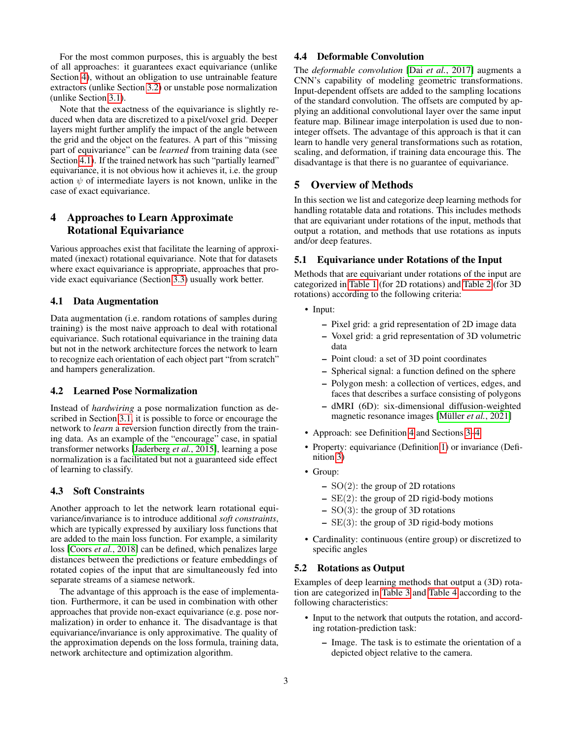For the most common purposes, this is arguably the best of all approaches: it guarantees exact equivariance (unlike Section 4), without an obligation to use untrainable feature extractors (unlike Section 3.2) or unstable pose normalization (unlike Section 3.1).

Note that the exactness of the equivariance is slightly reduced when data are discretized to a pixel/voxel grid. Deeper layers might further amplify the impact of the angle between the grid and the object on the features. A part of this "missing part of equivariance" can be *learned* from training data (see Section 4.1). If the trained network has such "partially learned" equivariance, it is not obvious how it achieves it, i.e. the group action $\psi$ of intermediate layers is not known, unlike in the case of exact equivariance.

## 4 Approaches to Learn Approximate Rotational Equivariance

Various approaches exist that facilitate the learning of approximated (inexact) rotational equivariance. Note that for datasets where exact equivariance is appropriate, approaches that provide exact equivariance (Section 3.3) usually work better.

### 4.1 Data Augmentation

Data augmentation (i.e. random rotations of samples during training) is the most naive approach to deal with rotational equivariance. Such rotational equivariance in the training data but not in the network architecture forces the network to learn to recognize each orientation of each object part "from scratch" and hampers generalization.

### 4.2 Learned Pose Normalization

Instead of *hardwiring* a pose normalization function as described in Section 3.1, it is possible to force or encourage the network to *learn* a reversion function directly from the training data. As an example of the "encourage" case, in spatial transformer networks [Jaderberg *et al.*, 2015], learning a pose normalization is a facilitated but not a guaranteed side effect of learning to classify.

### 4.3 Soft Constraints

Another approach to let the network learn rotational equivariance/invariance is to introduce additional *soft constraints*, which are typically expressed by auxiliary loss functions that are added to the main loss function. For example, a similarity loss [Coors *et al.*, 2018] can be defined, which penalizes large distances between the predictions or feature embeddings of rotated copies of the input that are simultaneously fed into separate streams of a siamese network.

The advantage of this approach is the ease of implementation. Furthermore, it can be used in combination with other approaches that provide non-exact equivariance (e.g. pose normalization) in order to enhance it. The disadvantage is that equivariance/invariance is only approximative. The quality of the approximation depends on the loss formula, training data, network architecture and optimization algorithm.

### 4.4 Deformable Convolution

The *deformable convolution* [Dai *et al.*, 2017] augments a CNN's capability of modeling geometric transformations. Input-dependent offsets are added to the sampling locations of the standard convolution. The offsets are computed by applying an additional convolutional layer over the same input feature map. Bilinear image interpolation is used due to non-integer offsets. The advantage of this approach is that it can learn to handle very general transformations such as rotation, scaling, and deformation, if training data encourage this. The disadvantage is that there is no guarantee of equivariance.

## 5 Overview of Methods

In this section we list and categorize deep learning methods for handling rotatable data and rotations. This includes methods that are equivariant under rotations of the input, methods that output a rotation, and methods that use rotations as inputs and/or deep features.

### 5.1 Equivariance under Rotations of the Input

Methods that are equivariant under rotations of the input are categorized in Table 1 (for 2D rotations) and Table 2 (for 3D rotations) according to the following criteria:

- Input:
  - Pixel grid: a grid representation of 2D image data
  - Voxel grid: a grid representation of 3D volumetric data
  - Point cloud: a set of 3D point coordinates
  - Spherical signal: a function defined on the sphere
  - Polygon mesh: a collection of vertices, edges, and faces that describes a surface consisting of polygons
  - dMRI (6D): six-dimensional diffusion-weighted magnetic resonance images [Müller *et al.*, 2021]
- Approach: see Definition 4 and Sections 3–4
- Property: equivariance (Definition 1) or invariance (Definition 3)
- Group:
  - $\mathrm{SO}(2)$: the group of 2D rotations
  - $\mathrm{SE}(2)$: the group of 2D rigid-body motions
  - $\mathrm{SO}(3)$: the group of 3D rotations
  - $\mathrm{SE}(3)$: the group of 3D rigid-body motions
- Cardinality: continuous (entire group) or discretized to specific angles

### 5.2 Rotations as Output

Examples of deep learning methods that output a (3D) rotation are categorized in Table 3 and Table 4 according to the following characteristics:

- Input to the network that outputs the rotation, and according rotation-prediction task:
  - Image. The task is to estimate the orientation of a depicted object relative to the camera.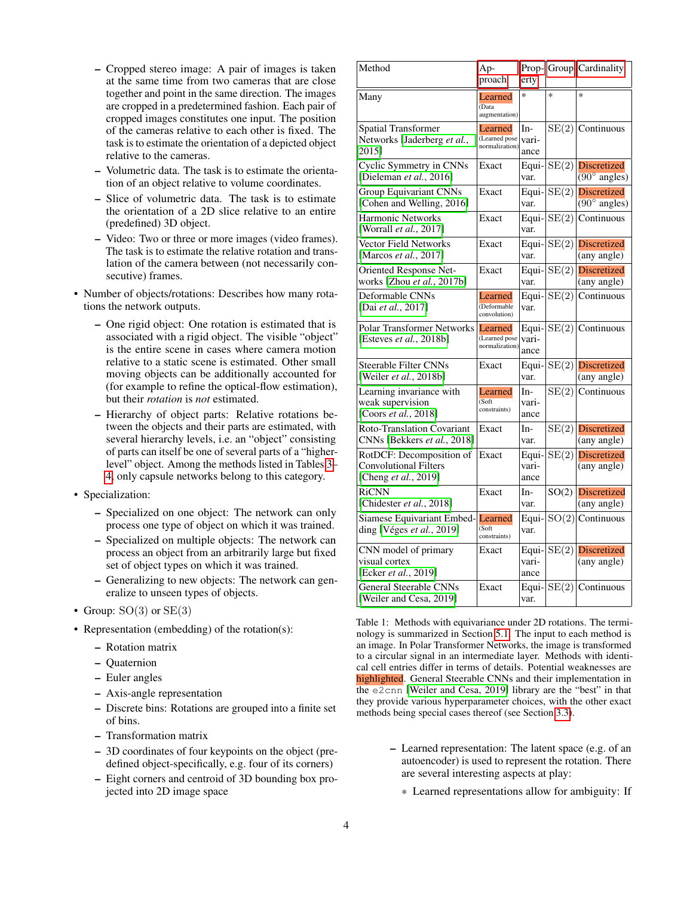– Cropped stereo image: A pair of images is taken at the same time from two cameras that are close together and point in the same direction. The images are cropped in a predetermined fashion. Each pair of cropped images constitutes one input. The position of the cameras relative to each other is fixed. The task is to estimate the orientation of a depicted object relative to the cameras.
– Volumetric data. The task is to estimate the orientation of an object relative to volume coordinates.
– Slice of volumetric data. The task is to estimate the orientation of a 2D slice relative to an entire (predefined) 3D object.
– Video: Two or three or more images (video frames). The task is to estimate the relative rotation and translation of the camera between (not necessarily consecutive) frames.

- Number of objects/rotations: Describes how many rotations the network outputs.
  – One rigid object: One rotation is estimated that is associated with a rigid object. The visible "object" is the entire scene in cases where camera motion relative to a static scene is estimated. Other small moving objects can be additionally accounted for (for example to refine the optical-flow estimation), but their *rotation* is *not* estimated.
  – Hierarchy of object parts: Relative rotations between the objects and their parts are estimated, with several hierarchy levels, i.e. an "object" consisting of parts can itself be one of several parts of a "higher-level" object. Among the methods listed in Tables 3-4, only capsule networks belong to this category.
- Specialization:
  – Specialized on one object: The network can only process one type of object on which it was trained.
  – Specialized on multiple objects: The network can process an object from an arbitrarily large but fixed set of object types on which it was trained.
  – Generalizing to new objects: The network can generalize to unseen types of objects.
- Group: $\mathrm{SO}(3)$ or $\mathrm{SE}(3)$
- Representation (embedding) of the rotation(s):
  – Rotation matrix
  – Quaternion
  – Euler angles
  – Axis-angle representation
  – Discrete bins: Rotations are grouped into a finite set of bins.
  – Transformation matrix
  – 3D coordinates of four keypoints on the object (predefined object-specifically, e.g. four of its corners)
  – Eight corners and centroid of 3D bounding box projected into 2D image space

| Method | Approach | Property | Group | Cardinality |
|---|---|---|---|---|
| Many | Learned (Data augmentation) | * | * | * |
| Spatial Transformer Networks [Jaderberg *et al.*, 2015] | Learned (Learned pose normalization) | Invariance | $\mathrm{SE}(2)$ | Continuous |
| Cyclic Symmetry in CNNs [Dieleman *et al.*, 2016] | Exact | Equivar. | $\mathrm{SE}(2)$ | Discretized (90° angles) |
| Group Equivariant CNNs [Cohen and Welling, 2016] | Exact | Equivar. | $\mathrm{SE}(2)$ | Discretized (90° angles) |
| Harmonic Networks [Worrall *et al.*, 2017] | Exact | Equivar. | $\mathrm{SE}(2)$ | Continuous |
| Vector Field Networks [Marcos *et al.*, 2017] | Exact | Equivar. | $\mathrm{SE}(2)$ | Discretized (any angle) |
| Oriented Response Networks [Zhou *et al.*, 2017b] | Exact | Equivar. | $\mathrm{SE}(2)$ | Discretized (any angle) |
| Deformable CNNs [Dai *et al.*, 2017] | Learned (Deformable convolution) | Equivar. | $\mathrm{SE}(2)$ | Continuous |
| Polar Transformer Networks [Esteves *et al.*, 2018b] | Learned (Learned pose normalization) | Equivariance | $\mathrm{SE}(2)$ | Continuous |
| Steerable Filter CNNs [Weiler *et al.*, 2018b] | Exact | Equivar. | $\mathrm{SE}(2)$ | Discretized (any angle) |
| Learning invariance with weak supervision [Coors *et al.*, 2018] | Learned (Soft constraints) | Invariance | $\mathrm{SE}(2)$ | Continuous |
| Roto-Translation Covariant CNNs [Bekkers *et al.*, 2018] | Exact | Invar. | $\mathrm{SE}(2)$ | Discretized (any angle) |
| RotDCF: Decomposition of Convolutional Filters [Cheng *et al.*, 2019] | Exact | Equivariance | $\mathrm{SE}(2)$ | Discretized (any angle) |
| RiCNN [Chidester *et al.*, 2018] | Exact | Invar. | $\mathrm{SO}(2)$ | Discretized (any angle) |
| Siamese Equivariant Embedding [Véges *et al.*, 2019] | Learned (Soft constraints) | Equivar. | $\mathrm{SO}(2)$ | Continuous |
| CNN model of primary visual cortex [Ecker *et al.*, 2019] | Exact | Equivariance | $\mathrm{SE}(2)$ | Discretized (any angle) |
| General Steerable CNNs [Weiler and Cesa, 2019] | Exact | Equivar. | $\mathrm{SE}(2)$ | Continuous |

Table 1: Methods with equivariance under 2D rotations. The terminology is summarized in Section 5.1. The input to each method is an image. In Polar Transformer Networks, the image is transformed to a circular signal in an intermediate layer. Methods with identical cell entries differ in terms of details. Potential weaknesses are highlighted. General Steerable CNNs and their implementation in the `e2cnn` [Weiler and Cesa, 2019] library are the "best" in that they provide various hyperparameter choices, with the other exact methods being special cases thereof (see Section 3.3).

– Learned representation: The latent space (e.g. of an autoencoder) is used to represent the rotation. There are several interesting aspects at play:
  * Learned representations allow for ambiguity: If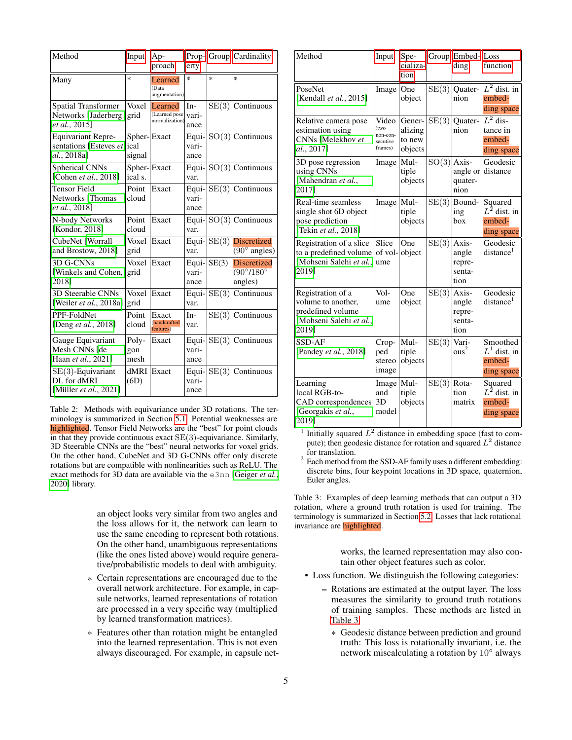| Method | Input | Approach | Property | Group | Cardinality |
|---|---|---|---|---|---|
| Many | * | Learned (Data augmentation) | * | * | * |
| Spatial Transformer Networks [Jaderberg *et al.*, 2015] | Voxel grid | Learned (Learned pose normalization) | Invariance | SE(3) | Continuous |
| Equivariant Representations [Esteves *et al.*, 2018a] | Spherical signal | Exact | Equivariance | SO(3) | Continuous |
| Spherical CNNs [Cohen *et al.*, 2018] | Spherical s. | Exact | Equivar. | SO(3) | Continuous |
| Tensor Field Networks [Thomas *et al.*, 2018] | Point cloud | Exact | Equivariance | SE(3) | Continuous |
| N-body Networks [Kondor, 2018] | Point cloud | Exact | Equivar. | SO(3) | Continuous |
| CubeNet [Worrall and Brostow, 2018] | Voxel grid | Exact | Equivar. | SE(3) | Discretized (90° angles) |
| 3D G-CNNs [Winkels and Cohen, 2018] | Voxel grid | Exact | Equivariance | SE(3) | Discretized (90°/180° angles) |
| 3D Steerable CNNs [Weiler *et al.*, 2018a] | Voxel grid | Exact | Equivar. | SE(3) | Continuous |
| PPF-FoldNet [Deng *et al.*, 2018] | Point cloud | Exact (handcrafted features) | Invar. | SE(3) | Continuous |
| Gauge Equivariant Mesh CNNs [de Haan *et al.*, 2021] | Polygon mesh | Exact | Equivariance | SE(3) | Continuous |
| SE(3)-Equivariant DL for dMRI [Müller *et al.*, 2021] | dMRI (6D) | Exact | Equivariance | SE(3) | Continuous |

Table 2: Methods with equivariance under 3D rotations. The terminology is summarized in Section 5.1. Potential weaknesses are highlighted. Tensor Field Networks are the "best" for point clouds in that they provide continuous exact SE(3)-equivariance. Similarly, 3D Steerable CNNs are the "best" neural networks for voxel grids. On the other hand, CubeNet and 3D G-CNNs offer only discrete rotations but are compatible with nonlinearities such as ReLU. The exact methods for 3D data are available via the `e3nn` [Geiger *et al.*, 2020] library.

an object looks very similar from two angles and the loss allows for it, the network can learn to use the same encoding to represent both rotations. On the other hand, unambiguous representations (like the ones listed above) would require generative/probabilistic models to deal with ambiguity.

* Certain representations are encouraged due to the overall network architecture. For example, in capsule networks, learned representations of rotation are processed in a very specific way (multiplied by learned transformation matrices).
* Features other than rotation might be entangled into the learned representation. This is not even always discouraged. For example, in capsule networks, the learned representation may also contain other object features such as color.

- Loss function. We distinguish the following categories:
  - Rotations are estimated at the output layer. The loss measures the similarity to ground truth rotations of training samples. These methods are listed in Table 3.
    * Geodesic distance between prediction and ground truth: This loss is rotationally invariant, i.e. the network miscalculating a rotation by 10° always

| Method | Input | Specialization | Group | Embedding | Loss function |
|---|---|---|---|---|---|
| PoseNet [Kendall *et al.*, 2015] | Image | One object | SE(3) | Quaternion | $L^2$ dist. in embedding space |
| Relative camera pose estimation using CNNs [Melekhov *et al.*, 2017] | Video (two non-consecutive frames) | Generalizing to new objects | SE(3) | Quaternion | $L^2$ distance in embedding space |
| 3D pose regression using CNNs [Mahendran *et al.*, 2017] | Image | Multiple objects | SO(3) | Axis-angle or quaternion | Geodesic distance |
| Real-time seamless single shot 6D object pose prediction [Tekin *et al.*, 2018] | Image | Multiple objects | SE(3) | Bounding box | Squared $L^2$ dist. in embedding space |
| Registration of a slice to a predefined volume [Mohseni Salehi *et al.*, 2019] | Slice of volume | One object | SE(3) | Axis-angle representation | Geodesic distance[1] |
| Registration of a volume to another, predefined volume [Mohseni Salehi *et al.*, 2019] | Volume | One object | SE(3) | Axis-angle representation | Geodesic distance[1] |
| SSD-AF [Pandey *et al.*, 2018] | Cropped stereo image | Multiple objects | SE(3) | Various[2] | Smoothed $L^1$ dist. in embedding space |
| Learning local RGB-to-CAD correspondences [Georgakis *et al.*, 2019] | Image and 3D model | Multiple objects | SE(3) | Rotation matrix | Squared $L^2$ dist. in embedding space |

[1] Initially squared $L^2$ distance in embedding space (fast to compute); then geodesic distance for rotation and squared $L^2$ distance for translation.
[2] Each method from the SSD-AF family uses a different embedding: discrete bins, four keypoint locations in 3D space, quaternion, Euler angles.

Table 3: Examples of deep learning methods that can output a 3D rotation, where a ground truth rotation is used for training. The terminology is summarized in Section 5.2. Losses that lack rotational invariance are highlighted.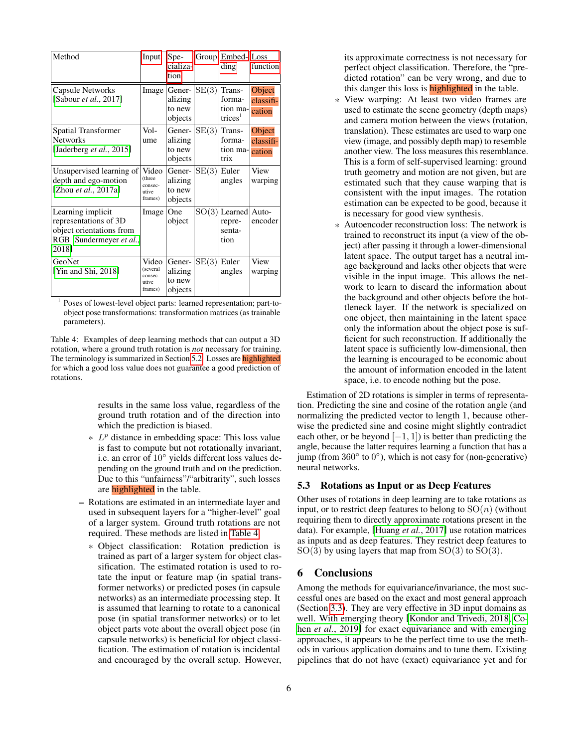| Method | Input | Specialization | Group | Embedding | Loss function |
|---|---|---|---|---|---|
| Capsule Networks [Sabour *et al.*, 2017] | Image | Generalizing to new objects | SE(3) | Transformation matrices[1] | Object classification |
| Spatial Transformer Networks [Jaderberg *et al.*, 2015] | Volume | Generalizing to new objects | SE(3) | Transformation matrix | Object classification |
| Unsupervised learning of depth and ego-motion [Zhou *et al.*, 2017a] | Video (three consecutive frames) | Generalizing to new objects | SE(3) | Euler angles | View warping |
| Learning implicit representations of 3D object orientations from RGB [Sundermeyer *et al.*, 2018] | Image | One object | SO(3) | Learned representation | Autoencoder |
| GeoNet [Yin and Shi, 2018] | Video (several consecutive frames) | Generalizing to new objects | SE(3) | Euler angles | View warping |

[1] Poses of lowest-level object parts: learned representation; part-to-object pose transformations: transformation matrices (as trainable parameters).

Table 4: Examples of deep learning methods that can output a 3D rotation, where a ground truth rotation is *not* necessary for training. The terminology is summarized in Section 5.2. Losses are highlighted for which a good loss value does not guarantee a good prediction of rotations.

results in the same loss value, regardless of the ground truth rotation and of the direction into which the prediction is biased.

- $L^p$ distance in embedding space: This loss value is fast to compute but not rotationally invariant, i.e. an error of $10°$ yields different loss values depending on the ground truth and on the prediction. Due to this "unfairness"/"arbitrarity", such losses are highlighted in the table.

– Rotations are estimated in an intermediate layer and used in subsequent layers for a "higher-level" goal of a larger system. Ground truth rotations are not required. These methods are listed in Table 4.

- Object classification: Rotation prediction is trained as part of a larger system for object classification. The estimated rotation is used to rotate the input or feature map (in spatial transformer networks) or predicted poses (in capsule networks) as an intermediate processing step. It is assumed that learning to rotate to a canonical pose (in spatial transformer networks) or to let object parts vote about the overall object pose (in capsule networks) is beneficial for object classification. The estimation of rotation is incidental and encouraged by the overall setup. However, its approximate correctness is not necessary for perfect object classification. Therefore, the "predicted rotation" can be very wrong, and due to this danger this loss is highlighted in the table.
- View warping: At least two video frames are used to estimate the scene geometry (depth maps) and camera motion between the views (rotation, translation). These estimates are used to warp one view (image, and possibly depth map) to resemble another view. The loss measures this resemblance. This is a form of self-supervised learning: ground truth geometry and motion are not given, but are estimated such that they cause warping that is consistent with the input images. The rotation estimation can be expected to be good, because it is necessary for good view synthesis.
- Autoencoder reconstruction loss: The network is trained to reconstruct its input (a view of the object) after passing it through a lower-dimensional latent space. The output target has a neutral image background and lacks other objects that were visible in the input image. This allows the network to learn to discard the information about the background and other objects before the bottleneck layer. If the network is specialized on one object, then maintaining in the latent space only the information about the object pose is sufficient for such reconstruction. If additionally the latent space is sufficiently low-dimensional, then the learning is encouraged to be economic about the amount of information encoded in the latent space, i.e. to encode nothing but the pose.

Estimation of 2D rotations is simpler in terms of representation. Predicting the sine and cosine of the rotation angle (and normalizing the predicted vector to length 1, because otherwise the predicted sine and cosine might slightly contradict each other, or be beyond $[-1, 1]$) is better than predicting the angle, because the latter requires learning a function that has a jump (from $360°$ to $0°$), which is not easy for (non-generative) neural networks.

### 5.3 Rotations as Input or as Deep Features

Other uses of rotations in deep learning are to take rotations as input, or to restrict deep features to belong to $\mathrm{SO}(n)$ (without requiring them to directly approximate rotations present in the data). For example, [Huang *et al.*, 2017] use rotation matrices as inputs and as deep features. They restrict deep features to $\mathrm{SO}(3)$ by using layers that map from $\mathrm{SO}(3)$ to $\mathrm{SO}(3)$.

## 6 Conclusions

Among the methods for equivariance/invariance, the most successful ones are based on the exact and most general approach (Section 3.3). They are very effective in 3D input domains as well. With emerging theory [Kondor and Trivedi, 2018; Cohen *et al.*, 2019] for exact equivariance and with emerging approaches, it appears to be the perfect time to use the methods in various application domains and to tune them. Existing pipelines that do not have (exact) equivariance yet and for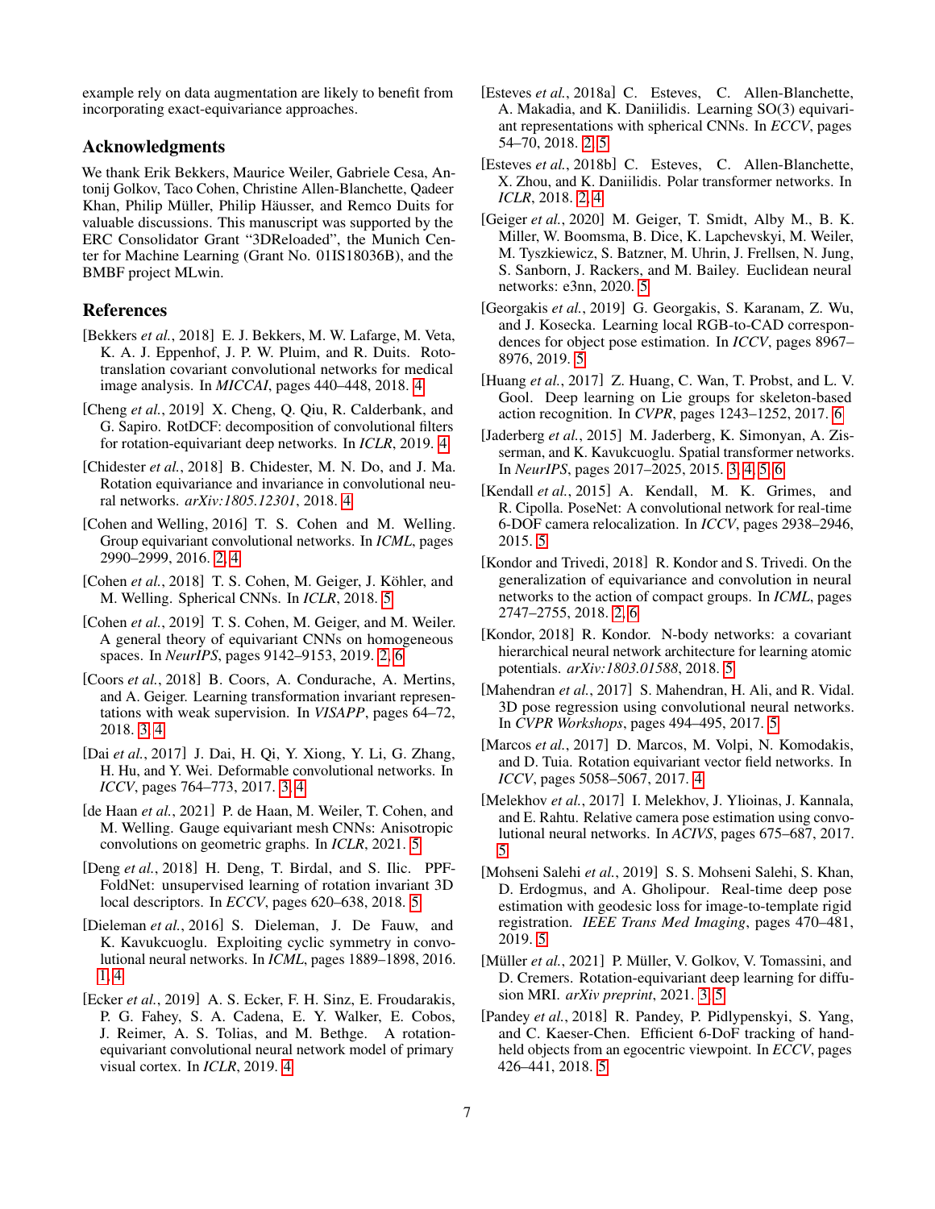example rely on data augmentation are likely to benefit from incorporating exact-equivariance approaches.

## Acknowledgments

We thank Erik Bekkers, Maurice Weiler, Gabriele Cesa, Antonij Golkov, Taco Cohen, Christine Allen-Blanchette, Qadeer Khan, Philip Müller, Philip Häusser, and Remco Duits for valuable discussions. This manuscript was supported by the ERC Consolidator Grant "3DReloaded", the Munich Center for Machine Learning (Grant No. 01IS18036B), and the BMBF project MLwin.

## References

[Bekkers *et al.*, 2018] E. J. Bekkers, M. W. Lafarge, M. Veta, K. A. J. Eppenhof, J. P. W. Pluim, and R. Duits. Roto-translation covariant convolutional networks for medical image analysis. In *MICCAI*, pages 440–448, 2018. 4

[Cheng *et al.*, 2019] X. Cheng, Q. Qiu, R. Calderbank, and G. Sapiro. RotDCF: decomposition of convolutional filters for rotation-equivariant deep networks. In *ICLR*, 2019. 4

[Chidester *et al.*, 2018] B. Chidester, M. N. Do, and J. Ma. Rotation equivariance and invariance in convolutional neural networks. *arXiv:1805.12301*, 2018. 4

[Cohen and Welling, 2016] T. S. Cohen and M. Welling. Group equivariant convolutional networks. In *ICML*, pages 2990–2999, 2016. 2, 4

[Cohen *et al.*, 2018] T. S. Cohen, M. Geiger, J. Köhler, and M. Welling. Spherical CNNs. In *ICLR*, 2018. 5

[Cohen *et al.*, 2019] T. S. Cohen, M. Geiger, and M. Weiler. A general theory of equivariant CNNs on homogeneous spaces. In *NeurIPS*, pages 9142–9153, 2019. 2, 6

[Coors *et al.*, 2018] B. Coors, A. Condurache, A. Mertins, and A. Geiger. Learning transformation invariant representations with weak supervision. In *VISAPP*, pages 64–72, 2018. 3, 4

[Dai *et al.*, 2017] J. Dai, H. Qi, Y. Xiong, Y. Li, G. Zhang, H. Hu, and Y. Wei. Deformable convolutional networks. In *ICCV*, pages 764–773, 2017. 3, 4

[de Haan *et al.*, 2021] P. de Haan, M. Weiler, T. Cohen, and M. Welling. Gauge equivariant mesh CNNs: Anisotropic convolutions on geometric graphs. In *ICLR*, 2021. 5

[Deng *et al.*, 2018] H. Deng, T. Birdal, and S. Ilic. PPF-FoldNet: unsupervised learning of rotation invariant 3D local descriptors. In *ECCV*, pages 620–638, 2018. 5

[Dieleman *et al.*, 2016] S. Dieleman, J. De Fauw, and K. Kavukcuoglu. Exploiting cyclic symmetry in convolutional neural networks. In *ICML*, pages 1889–1898, 2016. 1, 4

[Ecker *et al.*, 2019] A. S. Ecker, F. H. Sinz, E. Froudarakis, P. G. Fahey, S. A. Cadena, E. Y. Walker, E. Cobos, J. Reimer, A. S. Tolias, and M. Bethge. A rotation-equivariant convolutional neural network model of primary visual cortex. In *ICLR*, 2019. 4

[Esteves *et al.*, 2018a] C. Esteves, C. Allen-Blanchette, A. Makadia, and K. Daniilidis. Learning SO(3) equivariant representations with spherical CNNs. In *ECCV*, pages 54–70, 2018. 2, 5

[Esteves *et al.*, 2018b] C. Esteves, C. Allen-Blanchette, X. Zhou, and K. Daniilidis. Polar transformer networks. In *ICLR*, 2018. 2, 4

[Geiger *et al.*, 2020] M. Geiger, T. Smidt, Alby M., B. K. Miller, W. Boomsma, B. Dice, K. Lapchevskyi, M. Weiler, M. Tyszkiewicz, S. Batzner, M. Uhrin, J. Frellsen, N. Jung, S. Sanborn, J. Rackers, and M. Bailey. Euclidean neural networks: e3nn, 2020. 5

[Georgakis *et al.*, 2019] G. Georgakis, S. Karanam, Z. Wu, and J. Kosecka. Learning local RGB-to-CAD correspondences for object pose estimation. In *ICCV*, pages 8967–8976, 2019. 5

[Huang *et al.*, 2017] Z. Huang, C. Wan, T. Probst, and L. V. Gool. Deep learning on Lie groups for skeleton-based action recognition. In *CVPR*, pages 1243–1252, 2017. 6

[Jaderberg *et al.*, 2015] M. Jaderberg, K. Simonyan, A. Zisserman, and K. Kavukcuoglu. Spatial transformer networks. In *NeurIPS*, pages 2017–2025, 2015. 3, 4, 5, 6

[Kendall *et al.*, 2015] A. Kendall, M. K. Grimes, and R. Cipolla. PoseNet: A convolutional network for real-time 6-DOF camera relocalization. In *ICCV*, pages 2938–2946, 2015. 5

[Kondor and Trivedi, 2018] R. Kondor and S. Trivedi. On the generalization of equivariance and convolution in neural networks to the action of compact groups. In *ICML*, pages 2747–2755, 2018. 2, 6

[Kondor, 2018] R. Kondor. N-body networks: a covariant hierarchical neural network architecture for learning atomic potentials. *arXiv:1803.01588*, 2018. 5

[Mahendran *et al.*, 2017] S. Mahendran, H. Ali, and R. Vidal. 3D pose regression using convolutional neural networks. In *CVPR Workshops*, pages 494–495, 2017. 5

[Marcos *et al.*, 2017] D. Marcos, M. Volpi, N. Komodakis, and D. Tuia. Rotation equivariant vector field networks. In *ICCV*, pages 5058–5067, 2017. 4

[Melekhov *et al.*, 2017] I. Melekhov, J. Ylioinas, J. Kannala, and E. Rahtu. Relative camera pose estimation using convolutional neural networks. In *ACIVS*, pages 675–687, 2017. 5

[Mohseni Salehi *et al.*, 2019] S. S. Mohseni Salehi, S. Khan, D. Erdogmus, and A. Gholipour. Real-time deep pose estimation with geodesic loss for image-to-template rigid registration. *IEEE Trans Med Imaging*, pages 470–481, 2019. 5

[Müller *et al.*, 2021] P. Müller, V. Golkov, V. Tomassini, and D. Cremers. Rotation-equivariant deep learning for diffusion MRI. *arXiv preprint*, 2021. 3, 5

[Pandey *et al.*, 2018] R. Pandey, P. Pidlypenskyi, S. Yang, and C. Kaeser-Chen. Efficient 6-DoF tracking of handheld objects from an egocentric viewpoint. In *ECCV*, pages 426–441, 2018. 5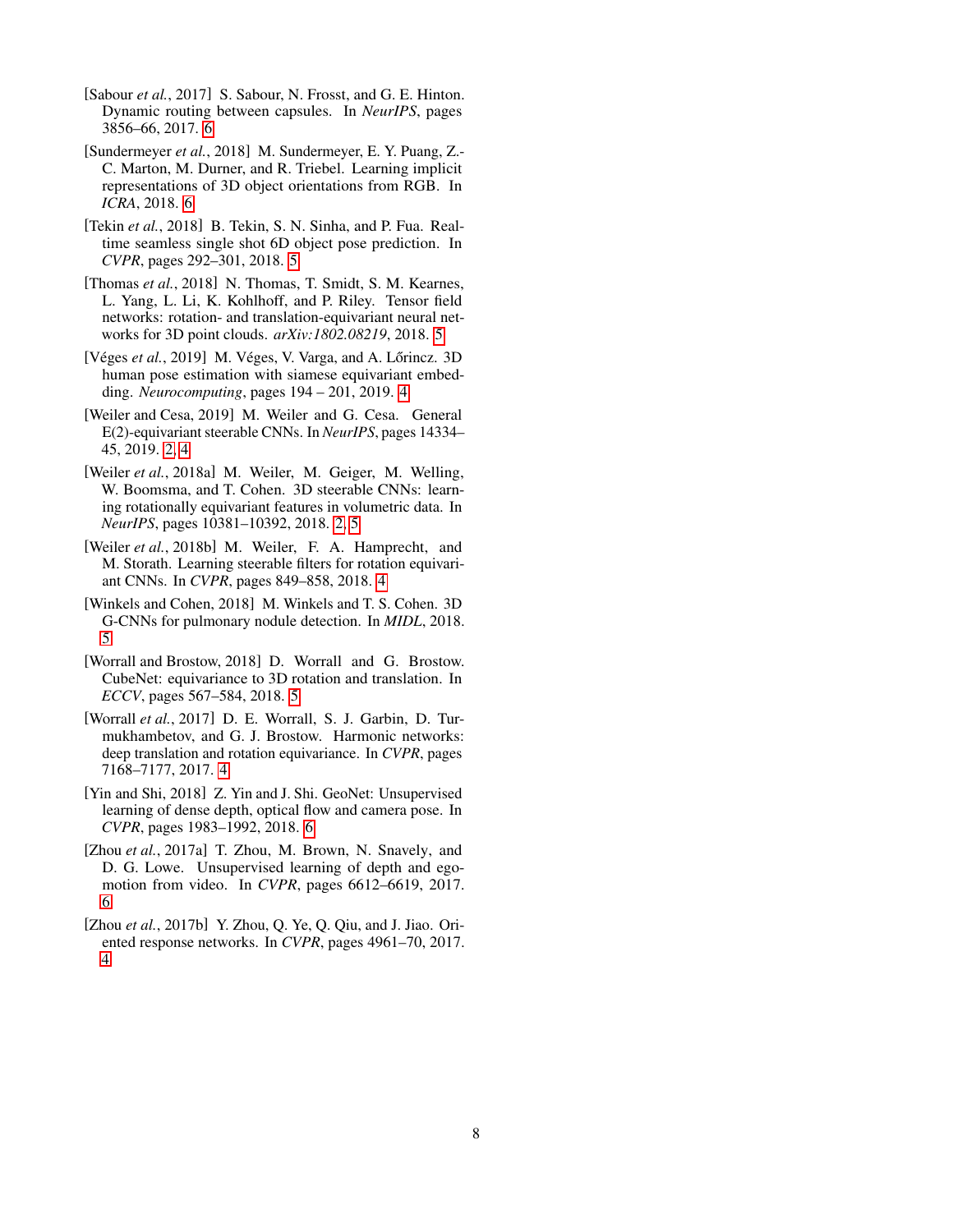[Sabour *et al.*, 2017] S. Sabour, N. Frosst, and G. E. Hinton. Dynamic routing between capsules. In *NeurIPS*, pages 3856–66, 2017. 6

[Sundermeyer *et al.*, 2018] M. Sundermeyer, E. Y. Puang, Z.-C. Marton, M. Durner, and R. Triebel. Learning implicit representations of 3D object orientations from RGB. In *ICRA*, 2018. 6

[Tekin *et al.*, 2018] B. Tekin, S. N. Sinha, and P. Fua. Real-time seamless single shot 6D object pose prediction. In *CVPR*, pages 292–301, 2018. 5

[Thomas *et al.*, 2018] N. Thomas, T. Smidt, S. M. Kearnes, L. Yang, L. Li, K. Kohlhoff, and P. Riley. Tensor field networks: rotation- and translation-equivariant neural networks for 3D point clouds. *arXiv:1802.08219*, 2018. 5

[Véges *et al.*, 2019] M. Véges, V. Varga, and A. Lőrincz. 3D human pose estimation with siamese equivariant embedding. *Neurocomputing*, pages 194 – 201, 2019. 4

[Weiler and Cesa, 2019] M. Weiler and G. Cesa. General E(2)-equivariant steerable CNNs. In *NeurIPS*, pages 14334–45, 2019. 2, 4

[Weiler *et al.*, 2018a] M. Weiler, M. Geiger, M. Welling, W. Boomsma, and T. Cohen. 3D steerable CNNs: learning rotationally equivariant features in volumetric data. In *NeurIPS*, pages 10381–10392, 2018. 2, 5

[Weiler *et al.*, 2018b] M. Weiler, F. A. Hamprecht, and M. Storath. Learning steerable filters for rotation equivariant CNNs. In *CVPR*, pages 849–858, 2018. 4

[Winkels and Cohen, 2018] M. Winkels and T. S. Cohen. 3D G-CNNs for pulmonary nodule detection. In *MIDL*, 2018. 5

[Worrall and Brostow, 2018] D. Worrall and G. Brostow. CubeNet: equivariance to 3D rotation and translation. In *ECCV*, pages 567–584, 2018. 5

[Worrall *et al.*, 2017] D. E. Worrall, S. J. Garbin, D. Turmukhambetov, and G. J. Brostow. Harmonic networks: deep translation and rotation equivariance. In *CVPR*, pages 7168–7177, 2017. 4

[Yin and Shi, 2018] Z. Yin and J. Shi. GeoNet: Unsupervised learning of dense depth, optical flow and camera pose. In *CVPR*, pages 1983–1992, 2018. 6

[Zhou *et al.*, 2017a] T. Zhou, M. Brown, N. Snavely, and D. G. Lowe. Unsupervised learning of depth and ego-motion from video. In *CVPR*, pages 6612–6619, 2017. 6

[Zhou *et al.*, 2017b] Y. Zhou, Q. Ye, Q. Qiu, and J. Jiao. Oriented response networks. In *CVPR*, pages 4961–70, 2017. 4